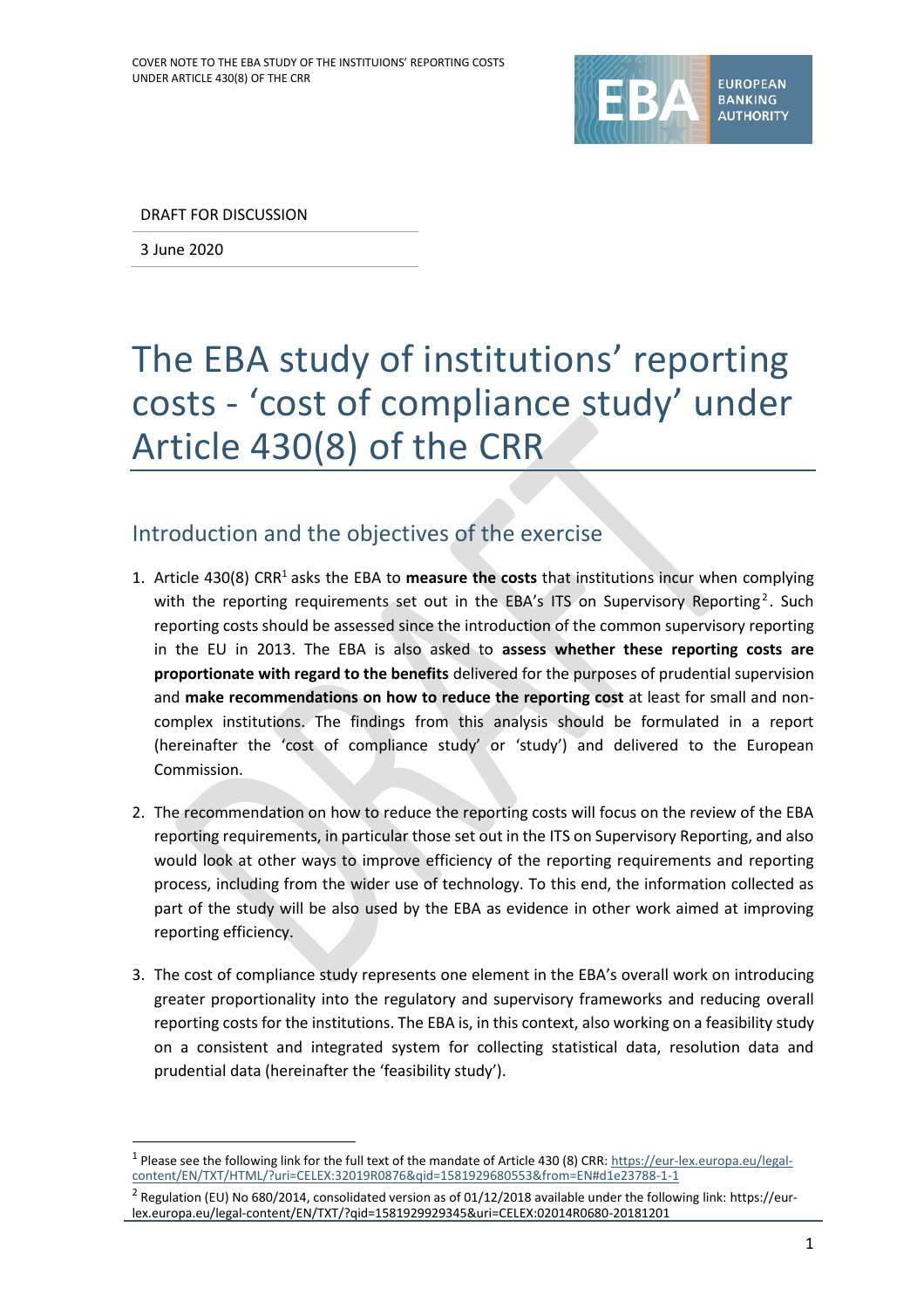DRAFT FOR DISCUSSION

3 June 2020

# The EBA study of institutions' reporting costs - 'cost of compliance study' under Article 430(8) of the CRR

## Introduction and the objectives of the exercise

1. Article 430(8) CRR[1] asks the EBA to **measure the costs** that institutions incur when complying with the reporting requirements set out in the EBA's ITS on Supervisory Reporting[2]. Such reporting costs should be assessed since the introduction of the common supervisory reporting in the EU in 2013. The EBA is also asked to **assess whether these reporting costs are proportionate with regard to the benefits** delivered for the purposes of prudential supervision and **make recommendations on how to reduce the reporting cost** at least for small and non-complex institutions. The findings from this analysis should be formulated in a report (hereinafter the 'cost of compliance study' or 'study') and delivered to the European Commission.

2. The recommendation on how to reduce the reporting costs will focus on the review of the EBA reporting requirements, in particular those set out in the ITS on Supervisory Reporting, and also would look at other ways to improve efficiency of the reporting requirements and reporting process, including from the wider use of technology. To this end, the information collected as part of the study will be also used by the EBA as evidence in other work aimed at improving reporting efficiency.

3. The cost of compliance study represents one element in the EBA's overall work on introducing greater proportionality into the regulatory and supervisory frameworks and reducing overall reporting costs for the institutions. The EBA is, in this context, also working on a feasibility study on a consistent and integrated system for collecting statistical data, resolution data and prudential data (hereinafter the 'feasibility study').

[1] Please see the following link for the full text of the mandate of Article 430 (8) CRR: https://eur-lex.europa.eu/legal-content/EN/TXT/HTML/?uri=CELEX:32019R0876&qid=1581929680553&from=EN#d1e23788-1-1

[2] Regulation (EU) No 680/2014, consolidated version as of 01/12/2018 available under the following link: https://eur-lex.europa.eu/legal-content/EN/TXT/?qid=1581929929345&uri=CELEX:02014R0680-20181201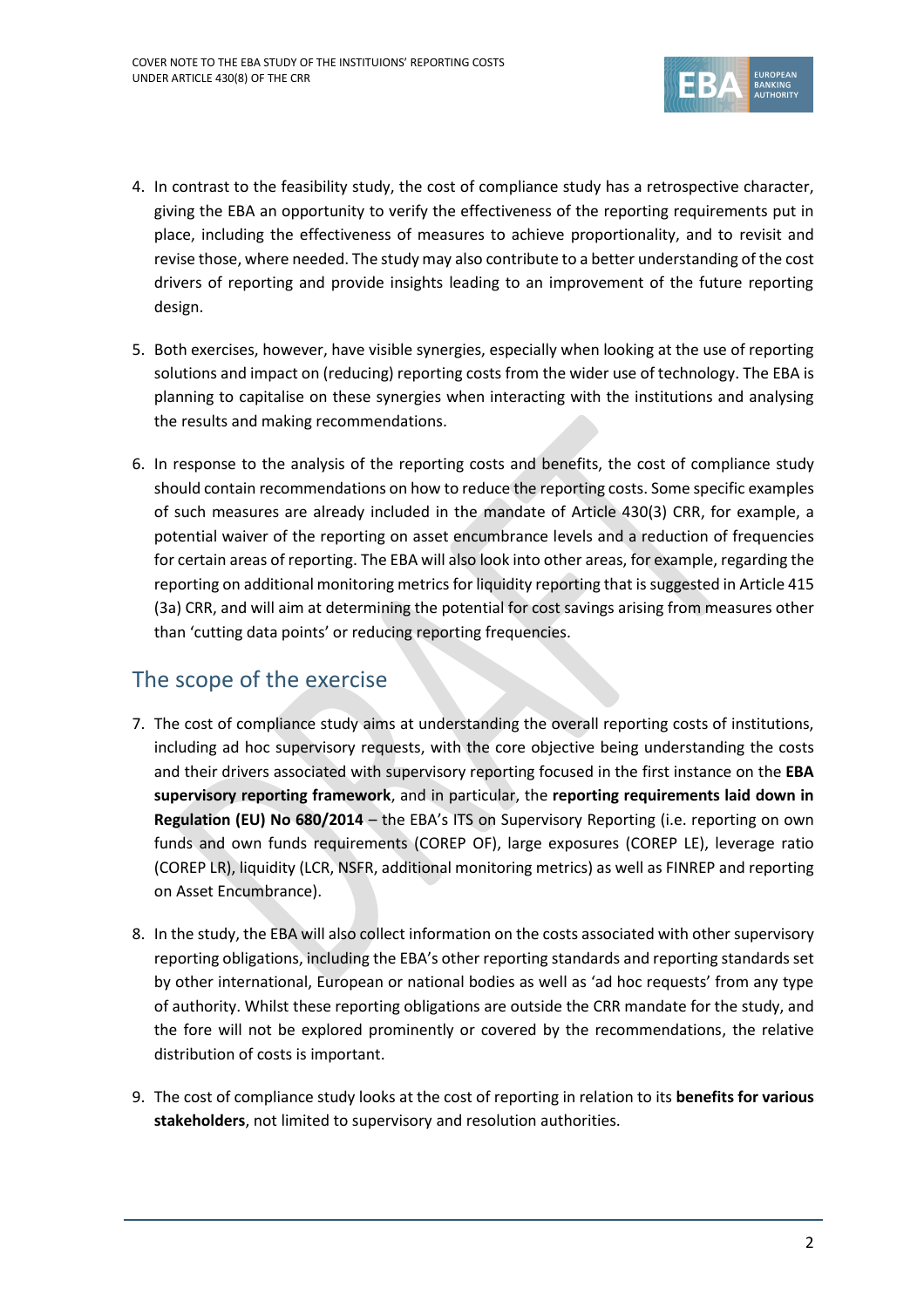4. In contrast to the feasibility study, the cost of compliance study has a retrospective character, giving the EBA an opportunity to verify the effectiveness of the reporting requirements put in place, including the effectiveness of measures to achieve proportionality, and to revisit and revise those, where needed. The study may also contribute to a better understanding of the cost drivers of reporting and provide insights leading to an improvement of the future reporting design.

5. Both exercises, however, have visible synergies, especially when looking at the use of reporting solutions and impact on (reducing) reporting costs from the wider use of technology. The EBA is planning to capitalise on these synergies when interacting with the institutions and analysing the results and making recommendations.

6. In response to the analysis of the reporting costs and benefits, the cost of compliance study should contain recommendations on how to reduce the reporting costs. Some specific examples of such measures are already included in the mandate of Article 430(3) CRR, for example, a potential waiver of the reporting on asset encumbrance levels and a reduction of frequencies for certain areas of reporting. The EBA will also look into other areas, for example, regarding the reporting on additional monitoring metrics for liquidity reporting that is suggested in Article 415 (3a) CRR, and will aim at determining the potential for cost savings arising from measures other than 'cutting data points' or reducing reporting frequencies.

## The scope of the exercise

7. The cost of compliance study aims at understanding the overall reporting costs of institutions, including ad hoc supervisory requests, with the core objective being understanding the costs and their drivers associated with supervisory reporting focused in the first instance on the **EBA supervisory reporting framework**, and in particular, the **reporting requirements laid down in Regulation (EU) No 680/2014** – the EBA's ITS on Supervisory Reporting (i.e. reporting on own funds and own funds requirements (COREP OF), large exposures (COREP LE), leverage ratio (COREP LR), liquidity (LCR, NSFR, additional monitoring metrics) as well as FINREP and reporting on Asset Encumbrance).

8. In the study, the EBA will also collect information on the costs associated with other supervisory reporting obligations, including the EBA's other reporting standards and reporting standards set by other international, European or national bodies as well as 'ad hoc requests' from any type of authority. Whilst these reporting obligations are outside the CRR mandate for the study, and the fore will not be explored prominently or covered by the recommendations, the relative distribution of costs is important.

9. The cost of compliance study looks at the cost of reporting in relation to its **benefits for various stakeholders**, not limited to supervisory and resolution authorities.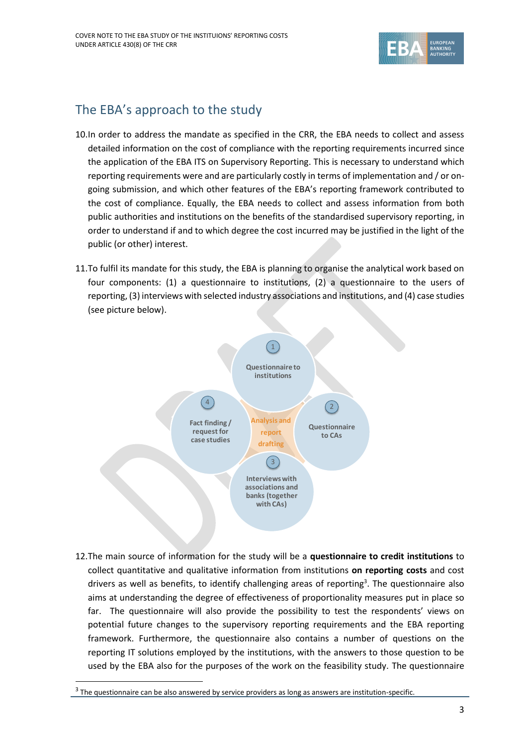## The EBA's approach to the study

10.In order to address the mandate as specified in the CRR, the EBA needs to collect and assess detailed information on the cost of compliance with the reporting requirements incurred since the application of the EBA ITS on Supervisory Reporting. This is necessary to understand which reporting requirements were and are particularly costly in terms of implementation and / or on-going submission, and which other features of the EBA's reporting framework contributed to the cost of compliance. Equally, the EBA needs to collect and assess information from both public authorities and institutions on the benefits of the standardised supervisory reporting, in order to understand if and to which degree the cost incurred may be justified in the light of the public (or other) interest.

11.To fulfil its mandate for this study, the EBA is planning to organise the analytical work based on four components: (1) a questionnaire to institutions, (2) a questionnaire to the users of reporting, (3) interviews with selected industry associations and institutions, and (4) case studies (see picture below).

1 Questionnaire to institutions

2 Questionnaire to CAs

3 Interviews with associations and banks (together with CAs)

4 Fact finding / request for case studies

Analysis and report drafting

12.The main source of information for the study will be a **questionnaire to credit institutions** to collect quantitative and qualitative information from institutions **on reporting costs** and cost drivers as well as benefits, to identify challenging areas of reporting[3]. The questionnaire also aims at understanding the degree of effectiveness of proportionality measures put in place so far. The questionnaire will also provide the possibility to test the respondents' views on potential future changes to the supervisory reporting requirements and the EBA reporting framework. Furthermore, the questionnaire also contains a number of questions on the reporting IT solutions employed by the institutions, with the answers to those question to be used by the EBA also for the purposes of the work on the feasibility study. The questionnaire

[3] The questionnaire can be also answered by service providers as long as answers are institution-specific.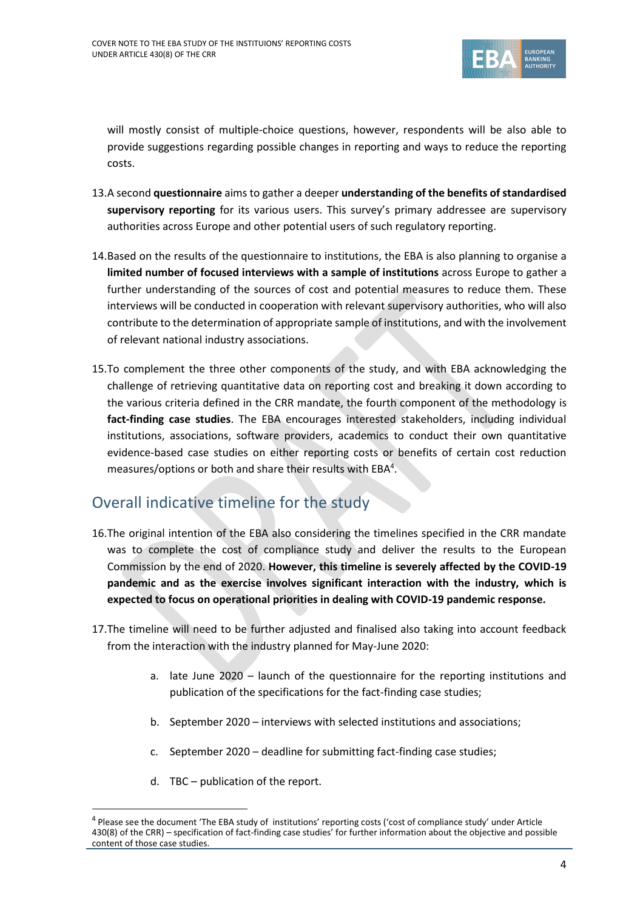will mostly consist of multiple-choice questions, however, respondents will be also able to provide suggestions regarding possible changes in reporting and ways to reduce the reporting costs.

13. A second **questionnaire** aims to gather a deeper **understanding of the benefits of standardised supervisory reporting** for its various users. This survey's primary addressee are supervisory authorities across Europe and other potential users of such regulatory reporting.

14. Based on the results of the questionnaire to institutions, the EBA is also planning to organise a **limited number of focused interviews with a sample of institutions** across Europe to gather a further understanding of the sources of cost and potential measures to reduce them. These interviews will be conducted in cooperation with relevant supervisory authorities, who will also contribute to the determination of appropriate sample of institutions, and with the involvement of relevant national industry associations.

15. To complement the three other components of the study, and with EBA acknowledging the challenge of retrieving quantitative data on reporting cost and breaking it down according to the various criteria defined in the CRR mandate, the fourth component of the methodology is **fact-finding case studies**. The EBA encourages interested stakeholders, including individual institutions, associations, software providers, academics to conduct their own quantitative evidence-based case studies on either reporting costs or benefits of certain cost reduction measures/options or both and share their results with EBA[4].

## Overall indicative timeline for the study

16. The original intention of the EBA also considering the timelines specified in the CRR mandate was to complete the cost of compliance study and deliver the results to the European Commission by the end of 2020. **However, this timeline is severely affected by the COVID-19 pandemic and as the exercise involves significant interaction with the industry, which is expected to focus on operational priorities in dealing with COVID-19 pandemic response.**

17. The timeline will need to be further adjusted and finalised also taking into account feedback from the interaction with the industry planned for May-June 2020:

    a. late June 2020 – launch of the questionnaire for the reporting institutions and publication of the specifications for the fact-finding case studies;

    b. September 2020 – interviews with selected institutions and associations;

    c. September 2020 – deadline for submitting fact-finding case studies;

    d. TBC – publication of the report.

---

[4] Please see the document 'The EBA study of institutions' reporting costs ('cost of compliance study' under Article 430(8) of the CRR) – specification of fact-finding case studies' for further information about the objective and possible content of those case studies.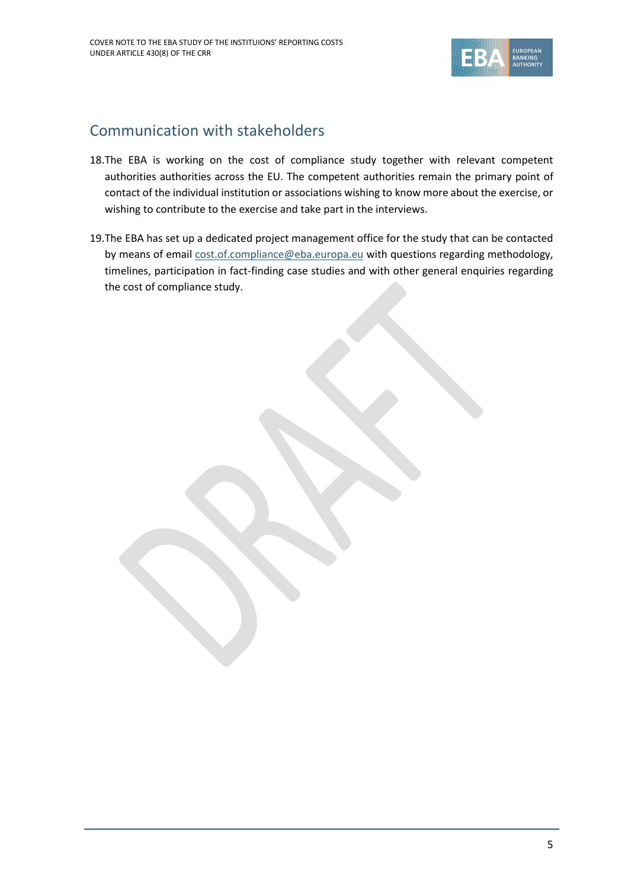## Communication with stakeholders

18. The EBA is working on the cost of compliance study together with relevant competent authorities authorities across the EU. The competent authorities remain the primary point of contact of the individual institution or associations wishing to know more about the exercise, or wishing to contribute to the exercise and take part in the interviews.

19. The EBA has set up a dedicated project management office for the study that can be contacted by means of email cost.of.compliance@eba.europa.eu with questions regarding methodology, timelines, participation in fact-finding case studies and with other general enquiries regarding the cost of compliance study.